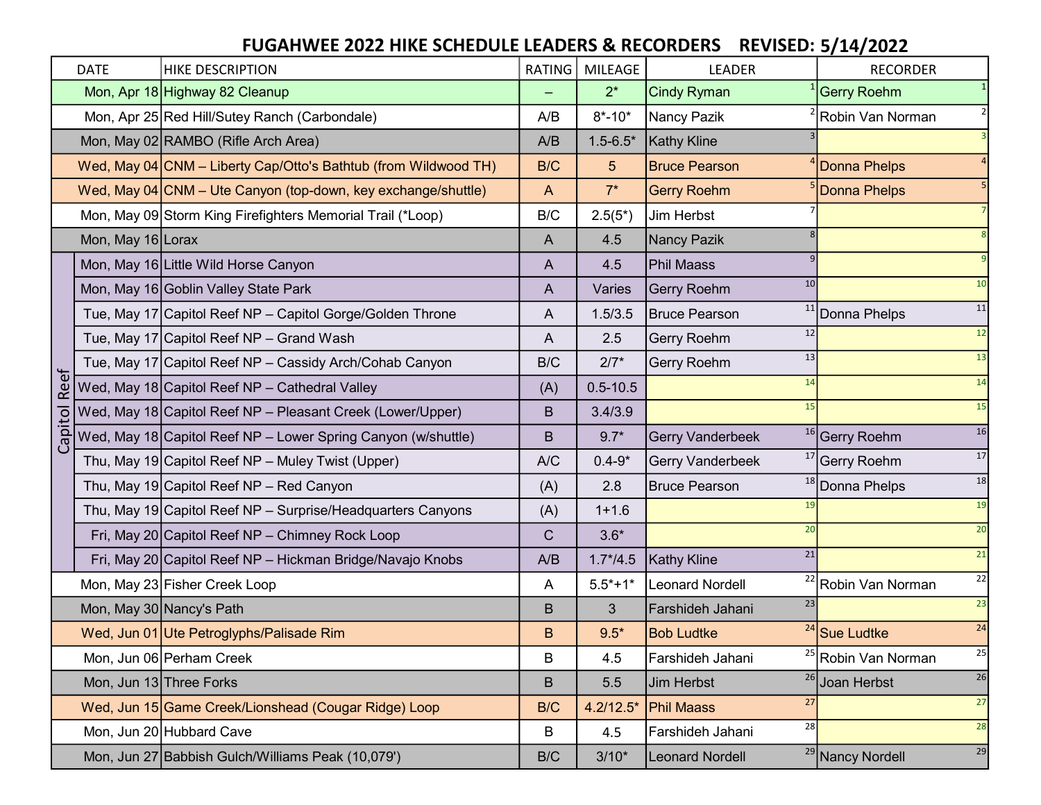# FUGAHWEE 2022 HIKE SCHEDULE LEADERS & RECORDERS REVISED: 5/14/2022

| | DATE | HIKE DESCRIPTION | RATING | MILEAGE | LEADER | | RECORDER | |
|---|---|---|---|---|---|---|---|---|
| | Mon, Apr 18 | Highway 82 Cleanup | – | 2* | Cindy Ryman | 1 | Gerry Roehm | 1 |
| | Mon, Apr 25 | Red Hill/Sutey Ranch (Carbondale) | A/B | 8*-10* | Nancy Pazik | 2 | Robin Van Norman | 2 |
| | Mon, May 02 | RAMBO (Rifle Arch Area) | A/B | 1.5-6.5* | Kathy Kline | 3 | | 3 |
| | Wed, May 04 | CNM – Liberty Cap/Otto's Bathtub (from Wildwood TH) | B/C | 5 | Bruce Pearson | 4 | Donna Phelps | 4 |
| | Wed, May 04 | CNM – Ute Canyon (top-down, key exchange/shuttle) | A | 7* | Gerry Roehm | 5 | Donna Phelps | 5 |
| | Mon, May 09 | Storm King Firefighters Memorial Trail (*Loop) | B/C | 2.5(5*) | Jim Herbst | 7 | | 7 |
| | Mon, May 16 | Lorax | A | 4.5 | Nancy Pazik | 8 | | 8 |
| Capitol Reef | Mon, May 16 | Little Wild Horse Canyon | A | 4.5 | Phil Maass | 9 | | 9 |
| Capitol Reef | Mon, May 16 | Goblin Valley State Park | A | Varies | Gerry Roehm | 10 | | 10 |
| Capitol Reef | Tue, May 17 | Capitol Reef NP – Capitol Gorge/Golden Throne | A | 1.5/3.5 | Bruce Pearson | 11 | Donna Phelps | 11 |
| Capitol Reef | Tue, May 17 | Capitol Reef NP – Grand Wash | A | 2.5 | Gerry Roehm | 12 | | 12 |
| Capitol Reef | Tue, May 17 | Capitol Reef NP – Cassidy Arch/Cohab Canyon | B/C | 2/7* | Gerry Roehm | 13 | | 13 |
| Capitol Reef | Wed, May 18 | Capitol Reef NP – Cathedral Valley | (A) | 0.5-10.5 | | 14 | | 14 |
| Capitol Reef | Wed, May 18 | Capitol Reef NP – Pleasant Creek (Lower/Upper) | B | 3.4/3.9 | | 15 | | 15 |
| Capitol Reef | Wed, May 18 | Capitol Reef NP – Lower Spring Canyon (w/shuttle) | B | 9.7* | Gerry Vanderbeek | 16 | Gerry Roehm | 16 |
| Capitol Reef | Thu, May 19 | Capitol Reef NP – Muley Twist (Upper) | A/C | 0.4-9* | Gerry Vanderbeek | 17 | Gerry Roehm | 17 |
| Capitol Reef | Thu, May 19 | Capitol Reef NP – Red Canyon | (A) | 2.8 | Bruce Pearson | 18 | Donna Phelps | 18 |
| Capitol Reef | Thu, May 19 | Capitol Reef NP – Surprise/Headquarters Canyons | (A) | 1+1.6 | | 19 | | 19 |
| Capitol Reef | Fri, May 20 | Capitol Reef NP – Chimney Rock Loop | C | 3.6* | | 20 | | 20 |
| Capitol Reef | Fri, May 20 | Capitol Reef NP – Hickman Bridge/Navajo Knobs | A/B | 1.7*/4.5 | Kathy Kline | 21 | | 21 |
| | Mon, May 23 | Fisher Creek Loop | A | 5.5*+1* | Leonard Nordell | 22 | Robin Van Norman | 22 |
| | Mon, May 30 | Nancy's Path | B | 3 | Farshideh Jahani | 23 | | 23 |
| | Wed, Jun 01 | Ute Petroglyphs/Palisade Rim | B | 9.5* | Bob Ludtke | 24 | Sue Ludtke | 24 |
| | Mon, Jun 06 | Perham Creek | B | 4.5 | Farshideh Jahani | 25 | Robin Van Norman | 25 |
| | Mon, Jun 13 | Three Forks | B | 5.5 | Jim Herbst | 26 | Joan Herbst | 26 |
| | Wed, Jun 15 | Game Creek/Lionshead (Cougar Ridge) Loop | B/C | 4.2/12.5* | Phil Maass | 27 | | 27 |
| | Mon, Jun 20 | Hubbard Cave | B | 4.5 | Farshideh Jahani | 28 | | 28 |
| | Mon, Jun 27 | Babbish Gulch/Williams Peak (10,079') | B/C | 3/10* | Leonard Nordell | 29 | Nancy Nordell | 29 |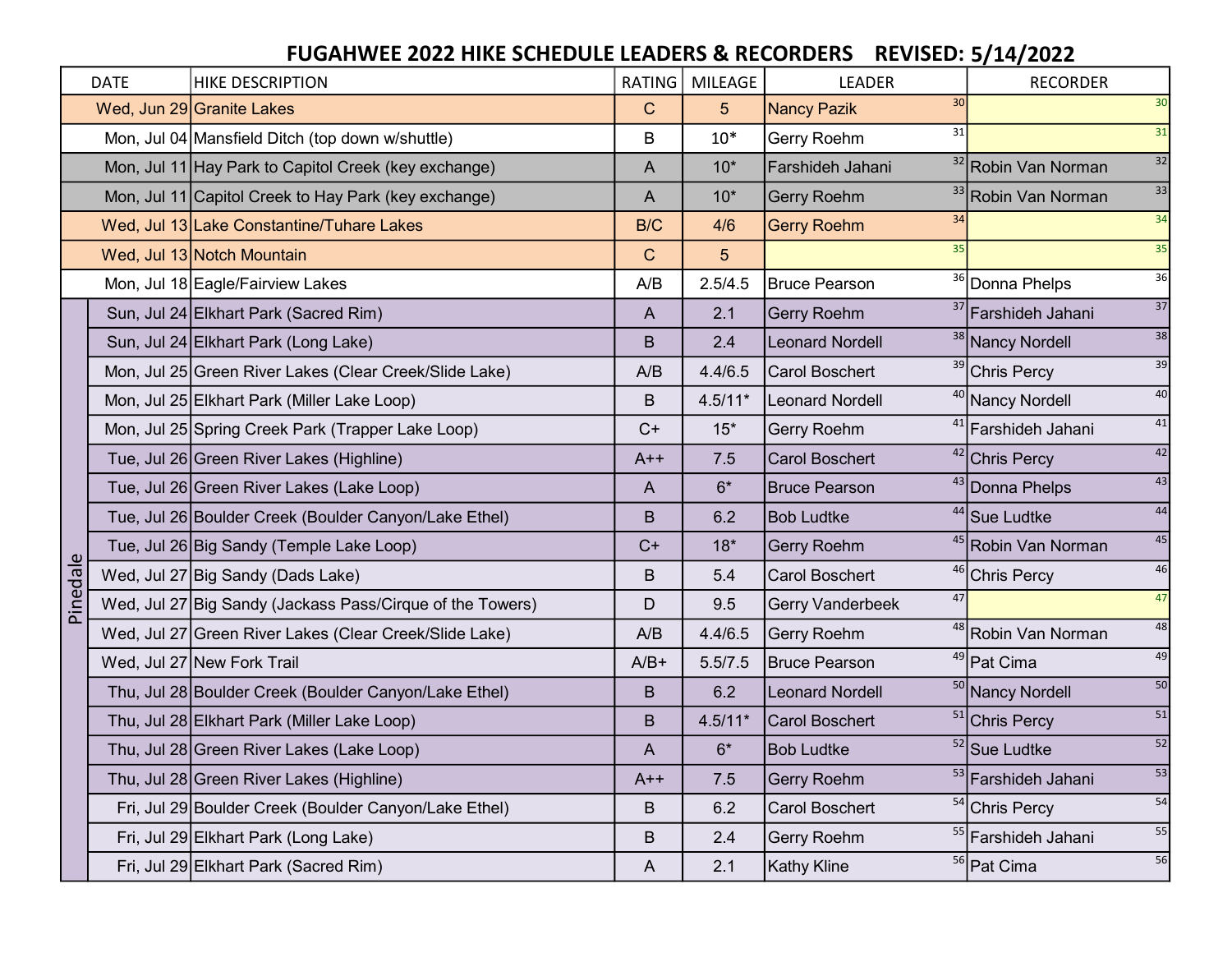# FUGAHWEE 2022 HIKE SCHEDULE LEADERS & RECORDERS    REVISED: 5/14/2022

| | DATE | HIKE DESCRIPTION | RATING | MILEAGE | LEADER | | RECORDER | |
|---|---|---|---|---|---|---|---|---|
| | Wed, Jun 29 | Granite Lakes | C | 5 | Nancy Pazik | 30 | | 30 |
| | Mon, Jul 04 | Mansfield Ditch (top down w/shuttle) | B | 10* | Gerry Roehm | 31 | | 31 |
| | Mon, Jul 11 | Hay Park to Capitol Creek (key exchange) | A | 10* | Farshideh Jahani | 32 | Robin Van Norman | 32 |
| | Mon, Jul 11 | Capitol Creek to Hay Park (key exchange) | A | 10* | Gerry Roehm | 33 | Robin Van Norman | 33 |
| | Wed, Jul 13 | Lake Constantine/Tuhare Lakes | B/C | 4/6 | Gerry Roehm | 34 | | 34 |
| | Wed, Jul 13 | Notch Mountain | C | 5 | | 35 | | 35 |
| | Mon, Jul 18 | Eagle/Fairview Lakes | A/B | 2.5/4.5 | Bruce Pearson | 36 | Donna Phelps | 36 |
| Pinedale | Sun, Jul 24 | Elkhart Park (Sacred Rim) | A | 2.1 | Gerry Roehm | 37 | Farshideh Jahani | 37 |
| Pinedale | Sun, Jul 24 | Elkhart Park (Long Lake) | B | 2.4 | Leonard Nordell | 38 | Nancy Nordell | 38 |
| Pinedale | Mon, Jul 25 | Green River Lakes (Clear Creek/Slide Lake) | A/B | 4.4/6.5 | Carol Boschert | 39 | Chris Percy | 39 |
| Pinedale | Mon, Jul 25 | Elkhart Park (Miller Lake Loop) | B | 4.5/11* | Leonard Nordell | 40 | Nancy Nordell | 40 |
| Pinedale | Mon, Jul 25 | Spring Creek Park (Trapper Lake Loop) | C+ | 15* | Gerry Roehm | 41 | Farshideh Jahani | 41 |
| Pinedale | Tue, Jul 26 | Green River Lakes (Highline) | A++ | 7.5 | Carol Boschert | 42 | Chris Percy | 42 |
| Pinedale | Tue, Jul 26 | Green River Lakes (Lake Loop) | A | 6* | Bruce Pearson | 43 | Donna Phelps | 43 |
| Pinedale | Tue, Jul 26 | Boulder Creek (Boulder Canyon/Lake Ethel) | B | 6.2 | Bob Ludtke | 44 | Sue Ludtke | 44 |
| Pinedale | Tue, Jul 26 | Big Sandy (Temple Lake Loop) | C+ | 18* | Gerry Roehm | 45 | Robin Van Norman | 45 |
| Pinedale | Wed, Jul 27 | Big Sandy (Dads Lake) | B | 5.4 | Carol Boschert | 46 | Chris Percy | 46 |
| Pinedale | Wed, Jul 27 | Big Sandy (Jackass Pass/Cirque of the Towers) | D | 9.5 | Gerry Vanderbeek | 47 | | 47 |
| Pinedale | Wed, Jul 27 | Green River Lakes (Clear Creek/Slide Lake) | A/B | 4.4/6.5 | Gerry Roehm | 48 | Robin Van Norman | 48 |
| Pinedale | Wed, Jul 27 | New Fork Trail | A/B+ | 5.5/7.5 | Bruce Pearson | 49 | Pat Cima | 49 |
| Pinedale | Thu, Jul 28 | Boulder Creek (Boulder Canyon/Lake Ethel) | B | 6.2 | Leonard Nordell | 50 | Nancy Nordell | 50 |
| Pinedale | Thu, Jul 28 | Elkhart Park (Miller Lake Loop) | B | 4.5/11* | Carol Boschert | 51 | Chris Percy | 51 |
| Pinedale | Thu, Jul 28 | Green River Lakes (Lake Loop) | A | 6* | Bob Ludtke | 52 | Sue Ludtke | 52 |
| Pinedale | Thu, Jul 28 | Green River Lakes (Highline) | A++ | 7.5 | Gerry Roehm | 53 | Farshideh Jahani | 53 |
| Pinedale | Fri, Jul 29 | Boulder Creek (Boulder Canyon/Lake Ethel) | B | 6.2 | Carol Boschert | 54 | Chris Percy | 54 |
| Pinedale | Fri, Jul 29 | Elkhart Park (Long Lake) | B | 2.4 | Gerry Roehm | 55 | Farshideh Jahani | 55 |
| Pinedale | Fri, Jul 29 | Elkhart Park (Sacred Rim) | A | 2.1 | Kathy Kline | 56 | Pat Cima | 56 |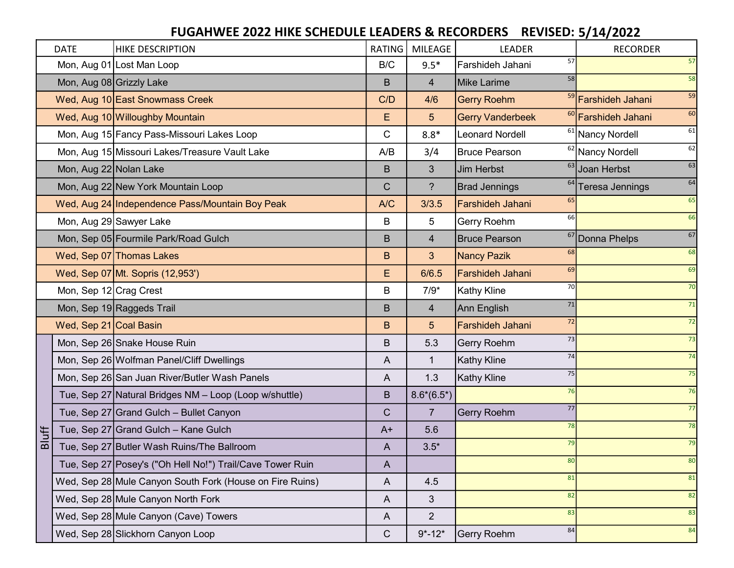# FUGAHWEE 2022 HIKE SCHEDULE LEADERS & RECORDERS    REVISED: 5/14/2022

| | DATE | HIKE DESCRIPTION | RATING | MILEAGE | LEADER | | RECORDER | |
|---|---|---|---|---|---|---|---|---|
| | Mon, Aug 01 | Lost Man Loop | B/C | 9.5* | Farshideh Jahani | 57 | | 57 |
| | Mon, Aug 08 | Grizzly Lake | B | 4 | Mike Larime | 58 | | 58 |
| | Wed, Aug 10 | East Snowmass Creek | C/D | 4/6 | Gerry Roehm | 59 | Farshideh Jahani | 59 |
| | Wed, Aug 10 | Willoughby Mountain | E | 5 | Gerry Vanderbeek | 60 | Farshideh Jahani | 60 |
| | Mon, Aug 15 | Fancy Pass-Missouri Lakes Loop | C | 8.8* | Leonard Nordell | 61 | Nancy Nordell | 61 |
| | Mon, Aug 15 | Missouri Lakes/Treasure Vault Lake | A/B | 3/4 | Bruce Pearson | 62 | Nancy Nordell | 62 |
| | Mon, Aug 22 | Nolan Lake | B | 3 | Jim Herbst | 63 | Joan Herbst | 63 |
| | Mon, Aug 22 | New York Mountain Loop | C | ? | Brad Jennings | 64 | Teresa Jennings | 64 |
| | Wed, Aug 24 | Independence Pass/Mountain Boy Peak | A/C | 3/3.5 | Farshideh Jahani | 65 | | 65 |
| | Mon, Aug 29 | Sawyer Lake | B | 5 | Gerry Roehm | 66 | | 66 |
| | Mon, Sep 05 | Fourmile Park/Road Gulch | B | 4 | Bruce Pearson | 67 | Donna Phelps | 67 |
| | Wed, Sep 07 | Thomas Lakes | B | 3 | Nancy Pazik | 68 | | 68 |
| | Wed, Sep 07 | Mt. Sopris (12,953') | E | 6/6.5 | Farshideh Jahani | 69 | | 69 |
| | Mon, Sep 12 | Crag Crest | B | 7/9* | Kathy Kline | 70 | | 70 |
| | Mon, Sep 19 | Raggeds Trail | B | 4 | Ann English | 71 | | 71 |
| | Wed, Sep 21 | Coal Basin | B | 5 | Farshideh Jahani | 72 | | 72 |
| Bluff | Mon, Sep 26 | Snake House Ruin | B | 5.3 | Gerry Roehm | 73 | | 73 |
| Bluff | Mon, Sep 26 | Wolfman Panel/Cliff Dwellings | A | 1 | Kathy Kline | 74 | | 74 |
| Bluff | Mon, Sep 26 | San Juan River/Butler Wash Panels | A | 1.3 | Kathy Kline | 75 | | 75 |
| Bluff | Tue, Sep 27 | Natural Bridges NM – Loop (Loop w/shuttle) | B | 8.6*(6.5*) | | 76 | | 76 |
| Bluff | Tue, Sep 27 | Grand Gulch – Bullet Canyon | C | 7 | Gerry Roehm | 77 | | 77 |
| Bluff | Tue, Sep 27 | Grand Gulch – Kane Gulch | A+ | 5.6 | | 78 | | 78 |
| Bluff | Tue, Sep 27 | Butler Wash Ruins/The Ballroom | A | 3.5* | | 79 | | 79 |
| Bluff | Tue, Sep 27 | Posey's ("Oh Hell No!") Trail/Cave Tower Ruin | A | | | 80 | | 80 |
| Bluff | Wed, Sep 28 | Mule Canyon South Fork (House on Fire Ruins) | A | 4.5 | | 81 | | 81 |
| Bluff | Wed, Sep 28 | Mule Canyon North Fork | A | 3 | | 82 | | 82 |
| Bluff | Wed, Sep 28 | Mule Canyon (Cave) Towers | A | 2 | | 83 | | 83 |
| Bluff | Wed, Sep 28 | Slickhorn Canyon Loop | C | 9*-12* | Gerry Roehm | 84 | | 84 |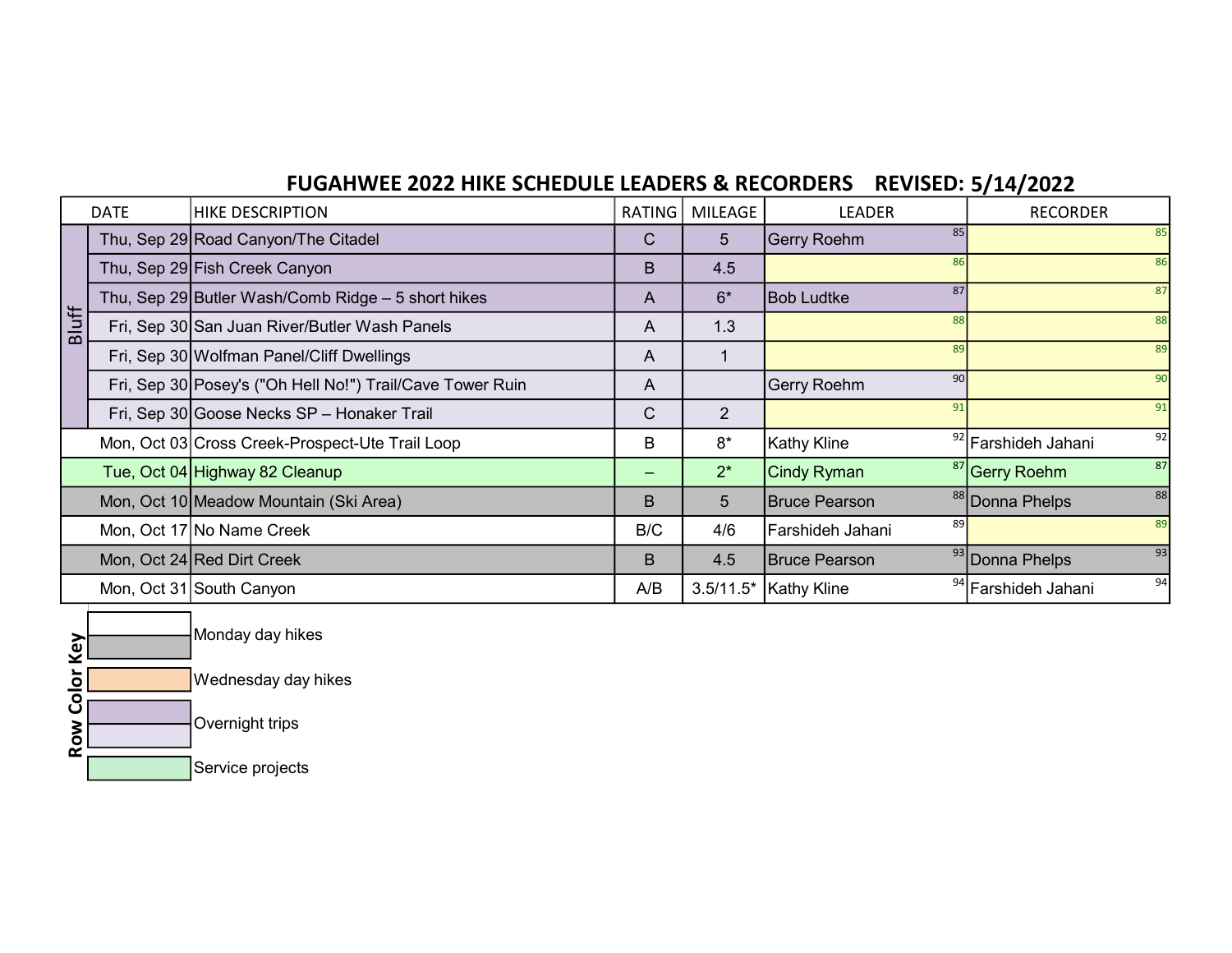## FUGAHWEE 2022 HIKE SCHEDULE LEADERS & RECORDERS    REVISED: 5/14/2022

| | DATE | HIKE DESCRIPTION | RATING | MILEAGE | LEADER | | RECORDER | |
|---|---|---|---|---|---|---|---|---|
| Bluff | Thu, Sep 29 | Road Canyon/The Citadel | C | 5 | Gerry Roehm | 85 | | 85 |
| | Thu, Sep 29 | Fish Creek Canyon | B | 4.5 | | 86 | | 86 |
| | Thu, Sep 29 | Butler Wash/Comb Ridge – 5 short hikes | A | 6* | Bob Ludtke | 87 | | 87 |
| | Fri, Sep 30 | San Juan River/Butler Wash Panels | A | 1.3 | | 88 | | 88 |
| | Fri, Sep 30 | Wolfman Panel/Cliff Dwellings | A | 1 | | 89 | | 89 |
| | Fri, Sep 30 | Posey's ("Oh Hell No!") Trail/Cave Tower Ruin | A | | Gerry Roehm | 90 | | 90 |
| | Fri, Sep 30 | Goose Necks SP – Honaker Trail | C | 2 | | 91 | | 91 |
| | Mon, Oct 03 | Cross Creek-Prospect-Ute Trail Loop | B | 8* | Kathy Kline | 92 | Farshideh Jahani | 92 |
| | Tue, Oct 04 | Highway 82 Cleanup | – | 2* | Cindy Ryman | 87 | Gerry Roehm | 87 |
| | Mon, Oct 10 | Meadow Mountain (Ski Area) | B | 5 | Bruce Pearson | 88 | Donna Phelps | 88 |
| | Mon, Oct 17 | No Name Creek | B/C | 4/6 | Farshideh Jahani | 89 | | 89 |
| | Mon, Oct 24 | Red Dirt Creek | B | 4.5 | Bruce Pearson | 93 | Donna Phelps | 93 |
| | Mon, Oct 31 | South Canyon | A/B | 3.5/11.5* | Kathy Kline | 94 | Farshideh Jahani | 94 |

**Row Color Key**

- Monday day hikes
- Wednesday day hikes
- Overnight trips
- Service projects